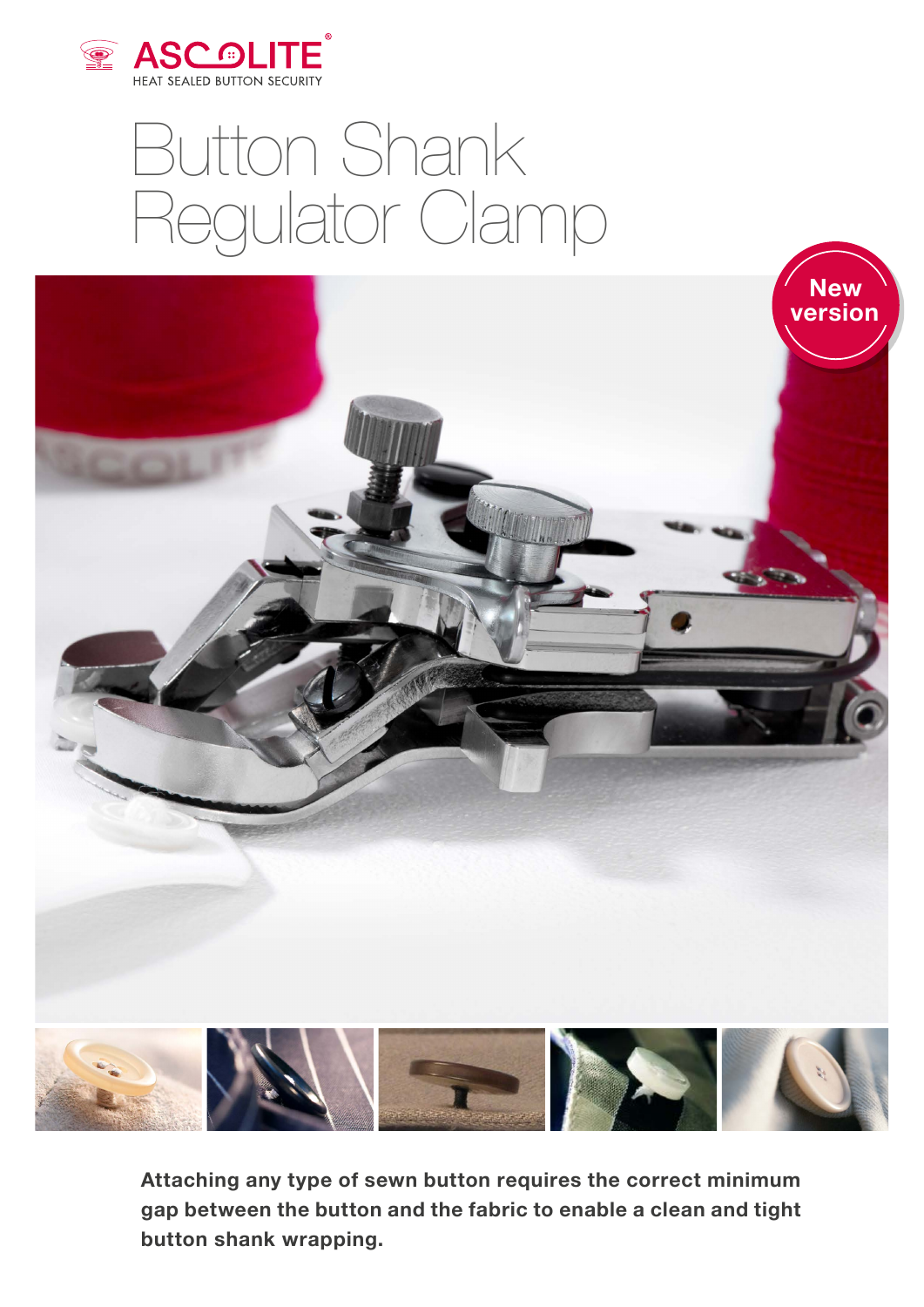ASCOLITE®
HEAT SEALED BUTTON SECURITY

# Button Shank Regulator Clamp

New version

**Attaching any type of sewn button requires the correct minimum gap between the button and the fabric to enable a clean and tight button shank wrapping.**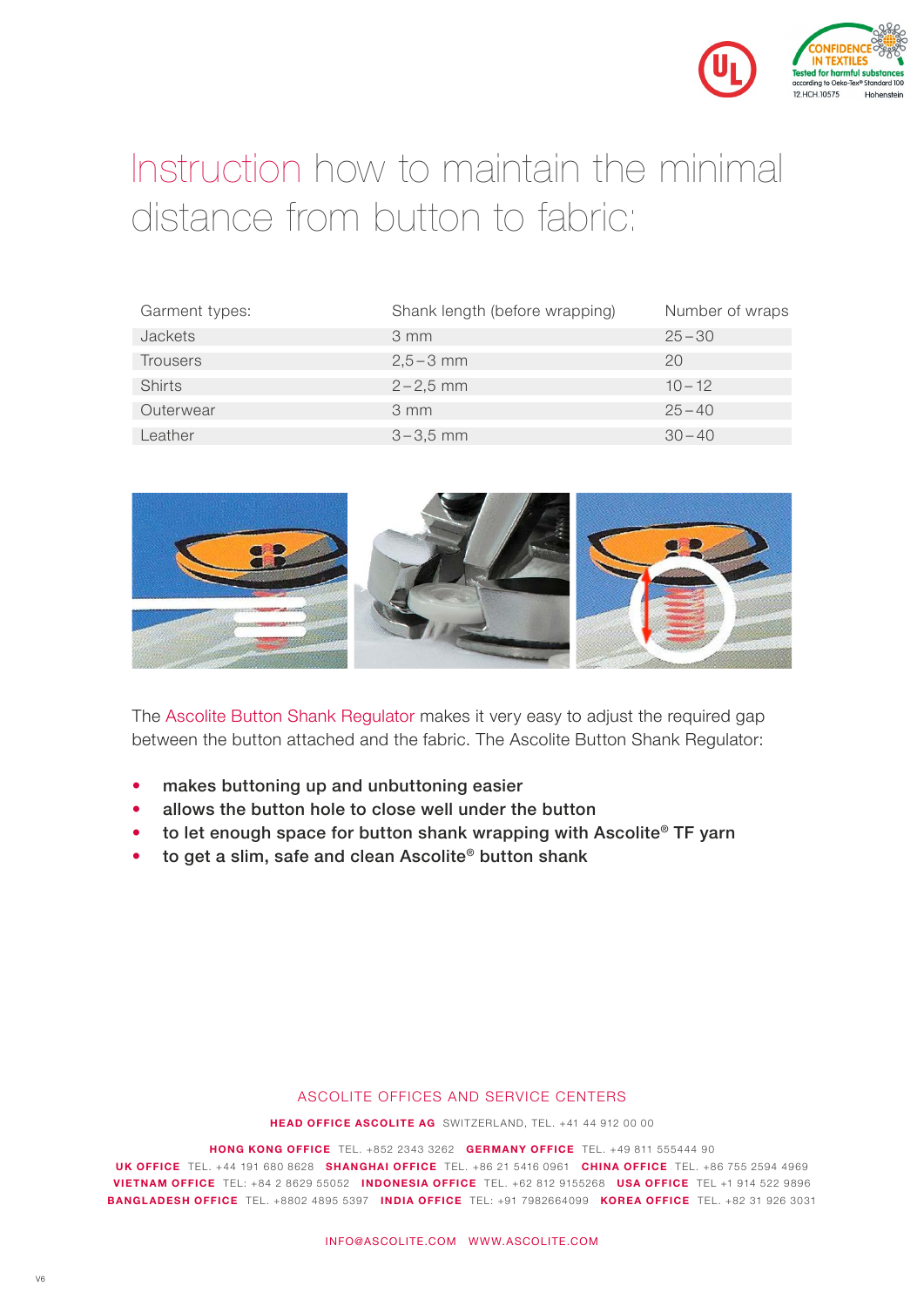# Instruction how to maintain the minimal distance from button to fabric:

| Garment types: | Shank length (before wrapping) | Number of wraps |
|---|---|---|
| Jackets | 3 mm | 25 – 30 |
| Trousers | 2,5 – 3 mm | 20 |
| Shirts | 2 – 2,5 mm | 10 – 12 |
| Outerwear | 3 mm | 25 – 40 |
| Leather | 3 – 3,5 mm | 30 – 40 |

The Ascolite Button Shank Regulator makes it very easy to adjust the required gap between the button attached and the fabric. The Ascolite Button Shank Regulator:

- **makes buttoning up and unbuttoning easier**
- **allows the button hole to close well under the button**
- **to let enough space for button shank wrapping with Ascolite® TF yarn**
- **to get a slim, safe and clean Ascolite® button shank**

ASCOLITE OFFICES AND SERVICE CENTERS

**HEAD OFFICE ASCOLITE AG** SWITZERLAND, TEL. +41 44 912 00 00

**HONG KONG OFFICE** TEL. +852 2343 3262 **GERMANY OFFICE** TEL. +49 811 555444 90
**UK OFFICE** TEL. +44 191 680 8628 **SHANGHAI OFFICE** TEL. +86 21 5416 0961 **CHINA OFFICE** TEL. +86 755 2594 4969
**VIETNAM OFFICE** TEL: +84 2 8629 55052 **INDONESIA OFFICE** TEL. +62 812 9155268 **USA OFFICE** TEL +1 914 522 9896
**BANGLADESH OFFICE** TEL. +8802 4895 5397 **INDIA OFFICE** TEL: +91 7982664099 **KOREA OFFICE** TEL. +82 31 926 3031

INFO@ASCOLITE.COM WWW.ASCOLITE.COM